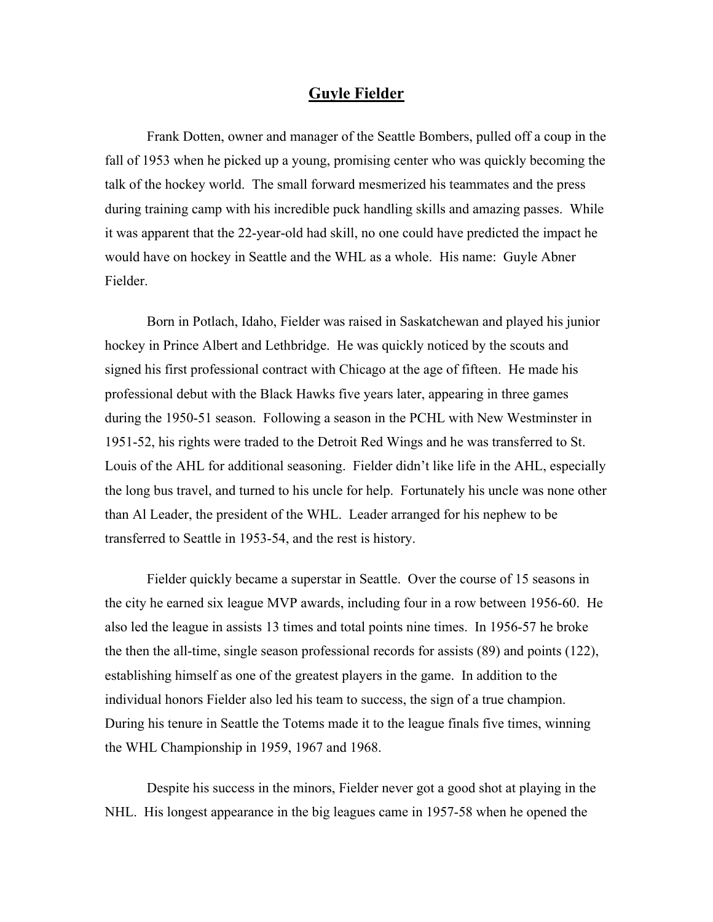# Guyle Fielder

Frank Dotten, owner and manager of the Seattle Bombers, pulled off a coup in the fall of 1953 when he picked up a young, promising center who was quickly becoming the talk of the hockey world. The small forward mesmerized his teammates and the press during training camp with his incredible puck handling skills and amazing passes. While it was apparent that the 22-year-old had skill, no one could have predicted the impact he would have on hockey in Seattle and the WHL as a whole. His name: Guyle Abner Fielder.

Born in Potlach, Idaho, Fielder was raised in Saskatchewan and played his junior hockey in Prince Albert and Lethbridge. He was quickly noticed by the scouts and signed his first professional contract with Chicago at the age of fifteen. He made his professional debut with the Black Hawks five years later, appearing in three games during the 1950-51 season. Following a season in the PCHL with New Westminster in 1951-52, his rights were traded to the Detroit Red Wings and he was transferred to St. Louis of the AHL for additional seasoning. Fielder didn't like life in the AHL, especially the long bus travel, and turned to his uncle for help. Fortunately his uncle was none other than Al Leader, the president of the WHL. Leader arranged for his nephew to be transferred to Seattle in 1953-54, and the rest is history.

Fielder quickly became a superstar in Seattle. Over the course of 15 seasons in the city he earned six league MVP awards, including four in a row between 1956-60. He also led the league in assists 13 times and total points nine times. In 1956-57 he broke the then the all-time, single season professional records for assists (89) and points (122), establishing himself as one of the greatest players in the game. In addition to the individual honors Fielder also led his team to success, the sign of a true champion. During his tenure in Seattle the Totems made it to the league finals five times, winning the WHL Championship in 1959, 1967 and 1968.

Despite his success in the minors, Fielder never got a good shot at playing in the NHL. His longest appearance in the big leagues came in 1957-58 when he opened the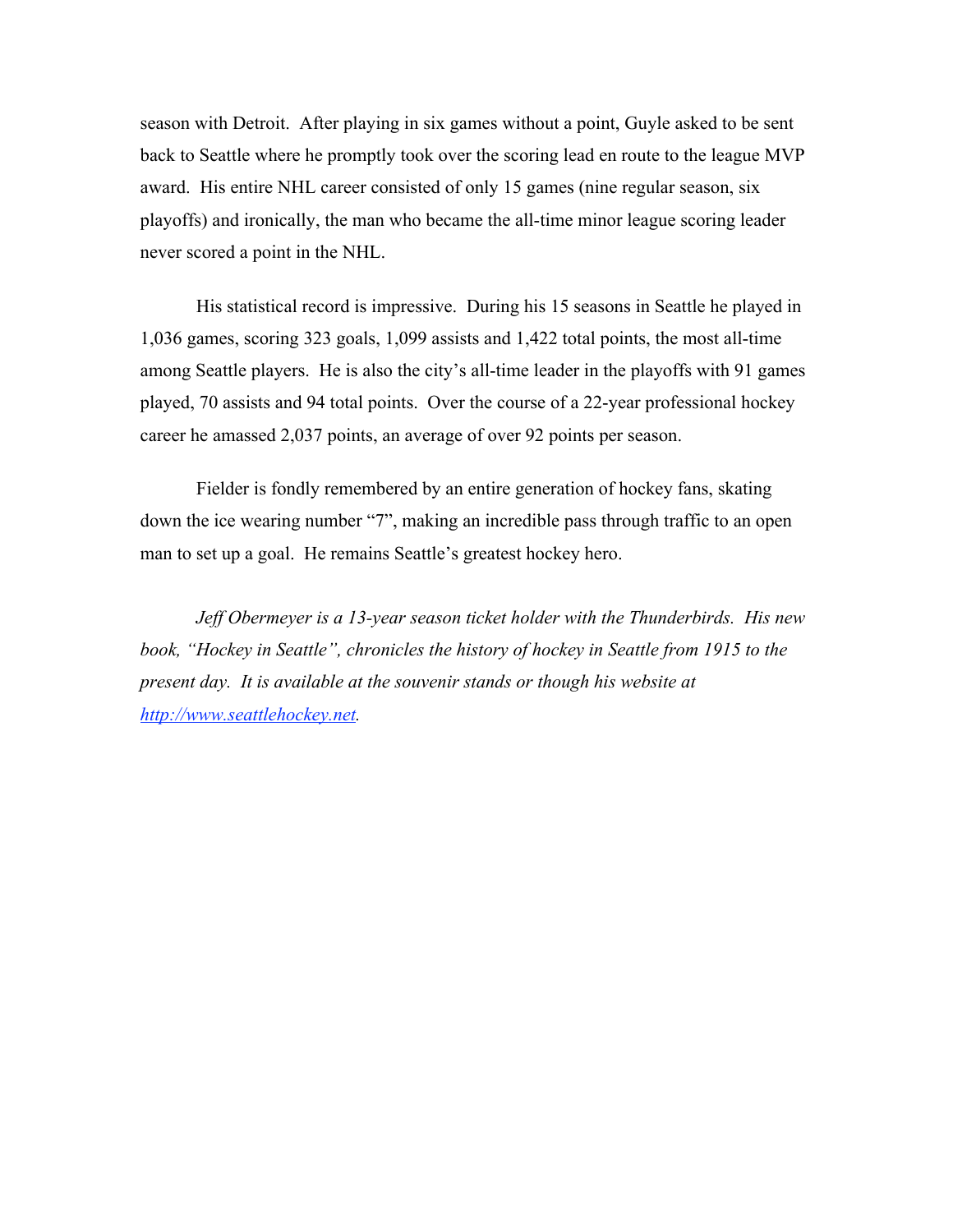season with Detroit. After playing in six games without a point, Guyle asked to be sent back to Seattle where he promptly took over the scoring lead en route to the league MVP award. His entire NHL career consisted of only 15 games (nine regular season, six playoffs) and ironically, the man who became the all-time minor league scoring leader never scored a point in the NHL.

His statistical record is impressive. During his 15 seasons in Seattle he played in 1,036 games, scoring 323 goals, 1,099 assists and 1,422 total points, the most all-time among Seattle players. He is also the city's all-time leader in the playoffs with 91 games played, 70 assists and 94 total points. Over the course of a 22-year professional hockey career he amassed 2,037 points, an average of over 92 points per season.

Fielder is fondly remembered by an entire generation of hockey fans, skating down the ice wearing number "7", making an incredible pass through traffic to an open man to set up a goal. He remains Seattle's greatest hockey hero.

*Jeff Obermeyer is a 13-year season ticket holder with the Thunderbirds. His new book, "Hockey in Seattle", chronicles the history of hockey in Seattle from 1915 to the present day. It is available at the souvenir stands or though his website at [http://www.seattlehockey.net](http://www.seattlehockey.net).*